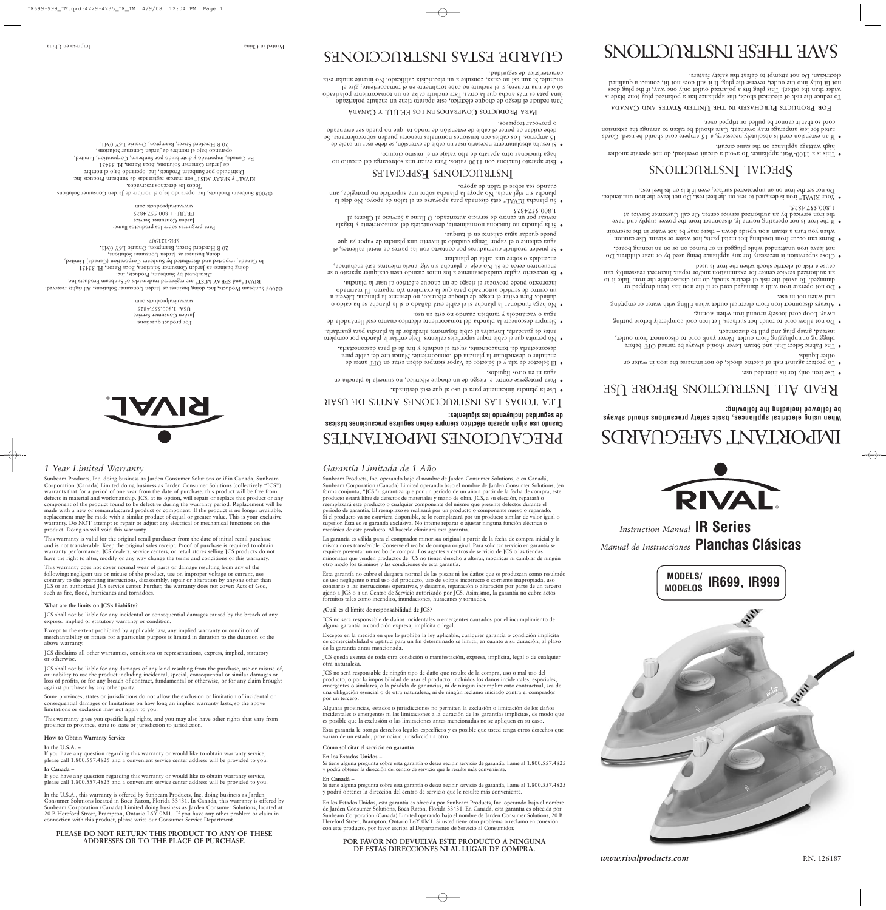# IMPORTANT SAFEGUARDS

**When using electrical appliances, basic safety precautions should always be followed including the following:**

## Read All Instructions Before Use

- Use iron only for its intended use.
- To protect against risk of electric shock, do not immerse the iron in water or other liquids.
- The Fabric Select Dial and Steam Lever should always be turned OFF before plugging or unplugging from outlet. Never yank cord to disconnect from outlet; instead, grasp plug and pull to disconnect.
- Do not allow cord to touch hot surfaces. Let iron cool completely before putting away. Loop cord loosely around iron when storing.
- Always disconnect iron from electrical outlet when filling with water or emptying and when not in use.
- Do not operate iron with a damaged cord or if the iron has been dropped or damaged. To avoid the risk of electric shock, do not disassemble the iron. Take it to an authorized service center for examination and/or repair. Incorrect reassembly can cause a risk of electric shock when the iron is used.
- Close supervision is necessary for any appliance being used by or near children. Do not leave iron unattended while plugged in or turned on or on an ironing board.
- Burns can occur from touching hot metal parts, hot water or steam. Use caution when you turn a steam iron upside down – there may be hot water in the reservoir.
- If the iron is not operating normally, disconnect from the power supply and have the iron serviced by an authorized service center. Or call Customer Service at 1.800.557.4825.
- Your RIVAL® iron is designed to rest on the heel rest. Do not leave the iron unattended. Do not set the iron on an unprotected surface, even if it is on its heel rest.

## Special Instructions

- This is a 1100-Watt appliance. To avoid a circuit overload, do not operate another high wattage appliance on the same circuit.
- If an extension cord is absolutely necessary, a 15-ampere cord should be used. Cords rated for less amperage may overheat. Care should be taken to arrange the extension cord so that it cannot be pulled or tripped over.

**For Products Purchased in the United States and Canada**

To reduce the risk of electrical shock, this appliance has a polarized plug (one blade is wider than the other). This plug fits a polarized outlet only one way; if the plug does not fit fully into the outlet, reverse the plug. If it still does not fit, contact a qualified electrician. Do not attempt to defeat this safety feature.

# SAVE THESE INSTRUCTIONS

# PRECAUCIONES IMPORTANTES

**Cuando use algún aparato eléctrico siempre deben seguirse precauciones básicas de seguridad incluyendo las siguientes:**

## Lea todas las instrucciones antes de usar

- Use la plancha únicamente para el uso al que está destinada.
- Para protegerse contra el riesgo de un choque eléctrico, no sumerja la plancha en agua ni en otros líquidos.
- El Selector de tela y el Selector de Vapor siempre deben estar en OFF antes de enchufar o desenchufar la plancha del tomacorriente. Nunca tire del cable para desconectarla del tomacorriente, sujete el enchufe y tire de él para desconectarla.
- No permita que el cable toque superficies calientes. Deje enfriar la plancha por completo antes de guardarla. Envuelva el cable flojamente alrededor de la plancha para guardarla.
- Siempre desconecte la plancha del tomacorriente eléctrico cuando esté llenándola de agua o vaciándola y también cuando no esté en uso.
- No haga funcionar la plancha si el cable está dañado o si la plancha se ha caído o dañado. Para evitar el riesgo de choque eléctrico, no desarme la plancha. Llévela a un centro de servicio autorizado para que la examinen y/o reparen. El rearmado incorrecto puede provocar el riesgo de un choque eléctrico al usar la plancha.
- Es necesario vigilar cuidadosamente a los niños cuando usen cualquier aparato o se encuentren cerca de él. No deje la plancha sin vigilancia mientras esté enchufada, encendida o sobre una tabla de planchar.
- Se pueden producir quemaduras por contacto con las partes de metal calientes, el agua caliente o el vapor. Tenga cuidado al invertir una plancha de vapor ya que puede quedar agua caliente en el tanque.
- Si la plancha no funciona normalmente, desconéctela del tomacorriente y hágala revisar por un centro de servicio autorizado. O llame a Servicio al Cliente al 1.800.557.4825.
- Su plancha RIVAL® está diseñada para apoyarse en el talón de apoyo. No deje la plancha sin vigilancia. No apoye la plancha sobre una superficie no protegida, aun cuando sea sobre el talón de apoyo.

## Instrucciones Especiales

- Este aparato funciona con 1100 vatios. Para evitar una sobrecarga del circuito no haga funcionar otro aparato de alto vataje en el mismo circuito.
- Si resulta absolutamente necesario usar un cable de extensión, se debe usar un cable de 15 amperios. Los cables con tensiones nominales menores pueden sobrecalentarse. Se debe cuidar de poner el cable de extensión de modo tal que no pueda ser arrancado o provocar tropiezos.

**Para Productos Comprados en los EE.UU. y Canadá**

Para reducir el riesgo de choque eléctrico, este aparato tiene un enchufe polarizado (una pata es más ancha que la otra). Este enchufe calza en un tomacorriente polarizado sólo de una manera; si el enchufe no cabe totalmente en el tomacorriente, gire el enchufe. Si aun así no calza, consulte a un electricista calificado. No intente anular esta característica de seguridad.

# GUARDE ESTAS INSTRUCCIONES

Impreso en China

Printed in China

RIVAL®

For product questions:
Jarden Consumer Service
USA: 1.800.557.4825
www.rivalproducts.com

©2008 Sunbeam Products, Inc. doing business as Jarden Consumer Solutions. All rights reserved.
RIVAL® and SPRAY MIST® are registered trademarks of Sunbeam Products Inc.
Distributed by Sunbeam Products, Inc.
doing business as Jarden Consumer Solutions, Boca Raton, FL 33431
In Canada, imported and distributed by Sunbeam Corporation (Canada) Limited,
doing business as Jarden Consumer Solutions,
20 B Hereford Street, Brampton, Ontario L6Y 0M1.
SPR-121907

Para preguntas sobre los productos llame:
Jarden Consumer Service
EE.UU: 1.800.557.4825
www.rivalproducts.com

©2008 Sunbeam Products, Inc. operando bajo el nombre de Jarden Consumer Solutions.
Todos los derechos reservados.
RIVAL® y SPRAY MIST® son marcas registradas de Sunbeam Products Inc.
Distribuido por Sunbeam Products, Inc. operando bajo el nombre
de Jarden Consumer Solutions, Boca Raton, FL 33431
En Canadá, importado y distribuido por Sunbeam Corporation (Canada) Limited,
operando bajo el nombre de Jarden Consumer Solutions,
20 B Hereford Street, Brampton, Ontario L6Y 0M1.

## *1 Year Limited Warranty*

Sunbeam Products, Inc. doing business as Jarden Consumer Solutions or if in Canada, Sunbeam Corporation (Canada) Limited doing business as Jarden Consumer Solutions (collectively "JCS") warrants that for a period of one year from the date of purchase, this product will be free from defects in material and workmanship. JCS, at its option, will repair or replace this product or any component of the product found to be defective during the warranty period. Replacement will be made with a new or remanufactured product or component. If the product is no longer available, replacement may be made with a similar product of equal or greater value. This is your exclusive warranty. Do NOT attempt to repair or adjust any electrical or mechanical functions on this product. Doing so will void this warranty.

This warranty is valid for the original retail purchaser from the date of initial retail purchase and is not transferable. Keep the original sales receipt. Proof of purchase is required to obtain warranty performance. JCS dealers, service centers, or retail stores selling JCS products do not have the right to alter, modify or any way change the terms and conditions of this warranty.

This warranty does not cover normal wear of parts or damage resulting from any of the following: negligent use or misuse of the product, use on improper voltage or current, use contrary to the operating instructions, disassembly, repair or alteration by anyone other than JCS or an authorized JCS service center. Further, the warranty does not cover: Acts of God, such as fire, flood, hurricanes and tornadoes.

**What are the limits on JCS's Liability?**

JCS shall not be liable for any incidental or consequential damages caused by the breach of any express, implied or statutory warranty or condition.

Except to the extent prohibited by applicable law, any implied warranty or condition of merchantability or fitness for a particular purpose is limited in duration to the duration of the above warranty.

JCS disclaims all other warranties, conditions or representations, express, implied, statutory or otherwise.

JCS shall not be liable for any damages of any kind resulting from the purchase, use or misuse of, or inability to use the product including incidental, special, consequential or similar damages or loss of profits, or for any breach of contract, fundamental or otherwise, or for any claim brought against purchaser by any other party.

Some provinces, states or jurisdictions do not allow the exclusion or limitation of incidental or consequential damages or limitations on how long an implied warranty lasts, so the above limitations or exclusion may not apply to you.

This warranty gives you specific legal rights, and you may also have other rights that vary from province to province, state to state or jurisdiction to jurisdiction.

**How to Obtain Warranty Service**

**In the U.S.A. –**
If you have any question regarding this warranty or would like to obtain warranty service, please call 1.800.557.4825 and a convenient service center address will be provided to you.

**In Canada –**
If you have any question regarding this warranty or would like to obtain warranty service, please call 1.800.557.4825 and a convenient service center address will be provided to you.

In the U.S.A., this warranty is offered by Sunbeam Products, Inc. doing business as Jarden Consumer Solutions located in Boca Raton, Florida 33431. In Canada, this warranty is offered by Sunbeam Corporation (Canada) Limited doing business as Jarden Consumer Solutions, located at 20 B Hereford Street, Brampton, Ontario L6Y 0M1. If you have any other problem or claim in connection with this product, please write our Consumer Service Department.

**PLEASE DO NOT RETURN THIS PRODUCT TO ANY OF THESE ADDRESSES OR TO THE PLACE OF PURCHASE.**

## *Garantía Limitada de 1 Año*

Sunbeam Products, Inc. operando bajo el nombre de Jarden Consumer Solutions, o en Canadá, Sunbeam Corporation (Canada) Limited operando bajo el nombre de Jarden Consumer Solutions, (en forma conjunta, "JCS"), garantiza que por un período de un año a partir de la fecha de compra, este producto estará libre de defectos de material y mano de obra. JCS, a su elección, reparará o reemplazará este producto o cualquier componente del mismo que presente defectos durante el período de garantía. El reemplazo se realizará por un producto o componente nuevo o reparado. Si el producto ya no estuviera disponible, se lo reemplazará por un producto similar de valor igual o superior. Ésta es su garantía exclusiva. No intente reparar o ajustar ninguna función eléctrica o mecánica de este producto. Al hacerlo eliminará esta garantía.

La garantía es válida para el comprador minorista original a partir de la fecha de compra inicial y la misma no es transferible. Conserve el recibo de compra original. Para solicitar servicio en garantía se requiere presentar un recibo de compra. Los agentes y centros de servicio de JCS o las tiendas minoristas que venden productos de JCS no tienen derecho a alterar, modificar ni cambiar de ningún otro modo los términos y las condiciones de esta garantía.

Esta garantía no cubre el desgaste normal de las piezas ni los daños que se produzcan como resultado de uso negligente o mal uso del producto, uso de voltaje incorrecto o corriente inapropiada, uso contrario a las instrucciones operativas, y desarme, reparación o alteración por parte de un tercero ajeno a JCS o a un Centro de Servicio autorizado por JCS. Asimismo, la garantía no cubre actos fortuitos tales como incendios, inundaciones, huracanes y tornados.

**¿Cuál es el límite de responsabilidad de JCS?**

JCS no será responsable de daños incidentales o emergentes causados por el incumplimiento de alguna garantía o condición expresa, implícita o legal.

Excepto en la medida en que lo prohíba la ley aplicable, cualquier garantía o condición implícita de comerciabilidad o aptitud para un fin determinado se limita, en cuanto a su duración, al plazo de la garantía antes mencionada.

JCS queda exenta de toda otra condición o manifestación, expresa, implícita, legal o de cualquier otra naturaleza.

JCS no será responsable de ningún tipo de daño que resulte de la compra, uso o mal uso del producto, o por la imposibilidad de usar el producto, incluidos los daños incidentales, especiales, emergentes o similares, o la pérdida de ganancias, ni de ningún incumplimiento contractual, sea de una obligación esencial o de otra naturaleza, ni de ningún reclamo iniciado contra el comprador por un tercero.

Algunas provincias, estados o jurisdicciones no permiten la exclusión o limitación de los daños incidentales o emergentes ni las limitaciones a la duración de las garantías implícitas, de modo que es posible que la exclusión o las limitaciones antes mencionadas no se apliquen en su caso.

Esta garantía le otorga derechos legales específicos y es posible que usted tenga otros derechos que varían de un estado, provincia o jurisdicción a otro.

**Cómo solicitar el servicio en garantía**

**En los Estados Unidos –**
Si tiene alguna pregunta sobre esta garantía o desea recibir servicio de garantía, llame al 1.800.557.4825 y podrá obtener la dirección del centro de servicio que le resulte más conveniente.

**En Canadá –**
Si tiene alguna pregunta sobre esta garantía o desea recibir servicio de garantía, llame al 1.800.557.4825 y podrá obtener la dirección del centro de servicio que le resulte más conveniente.

En los Estados Unidos, esta garantía es ofrecida por Sunbeam Products, Inc. operando bajo el nombre de Jarden Consumer Solutions, Boca Ratón, Florida 33431. En Canadá, esta garantía es ofrecida por Sunbeam Corporation (Canada) Limited operando bajo el nombre de Jarden Consumer Solutions, 20 B Hereford Street, Brampton, Ontario L6Y 0M1. Si usted tiene otro problema o reclamo en conexión con este producto, por favor escriba al Departamento de Servicio al Consumidor.

**POR FAVOR NO DEVUELVA ESTE PRODUCTO A NINGUNA DE ESTAS DIRECCIONES NI AL LUGAR DE COMPRA.**

# RIVAL®

*Instruction Manual* **IR Series**

*Manual de Instrucciones* **Planchas Clásicas**

**MODELS/ MODELOS IR699, IR999**

*www.rivalproducts.com*

P.N. 126187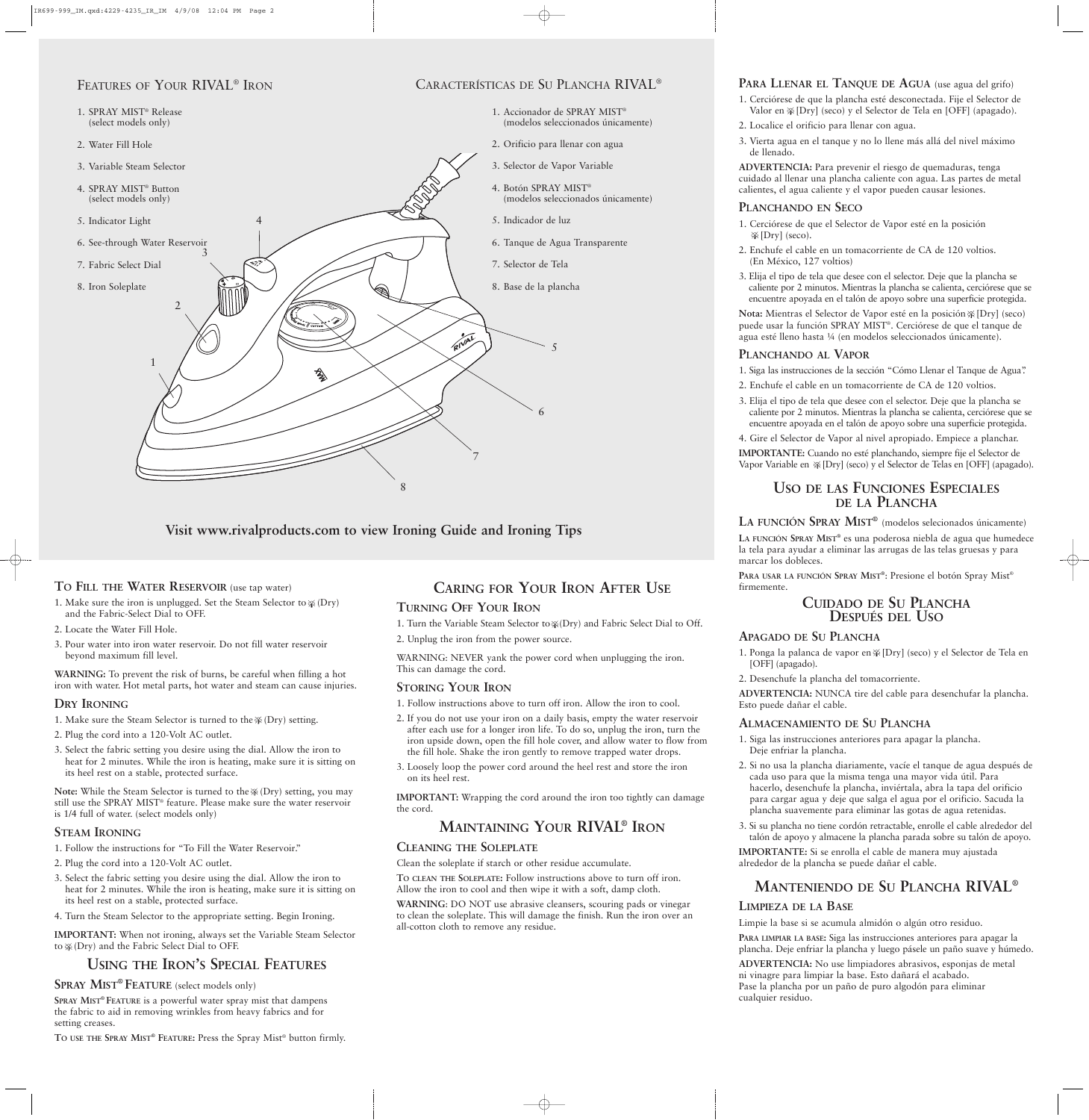## Features of Your RIVAL® Iron

1. SPRAY MIST® Release (select models only)
2. Water Fill Hole
3. Variable Steam Selector
4. SPRAY MIST® Button (select models only)
5. Indicator Light
6. See-through Water Reservoir
7. Fabric Select Dial
8. Iron Soleplate

## Características de Su Plancha RIVAL®

1. Accionador de SPRAY MIST® (modelos seleccionados únicamente)
2. Orificio para llenar con agua
3. Selector de Vapor Variable
4. Botón SPRAY MIST® (modelos seleccionados únicamente)
5. Indicador de luz
6. Tanque de Agua Transparente
7. Selector de Tela
8. Base de la plancha

**Visit www.rivalproducts.com to view Ironing Guide and Ironing Tips**

### To Fill the Water Reservoir (use tap water)

1. Make sure the iron is unplugged. Set the Steam Selector to ❄ (Dry) and the Fabric-Select Dial to OFF.
2. Locate the Water Fill Hole.
3. Pour water into iron water reservoir. Do not fill water reservoir beyond maximum fill level.

**WARNING:** To prevent the risk of burns, be careful when filling a hot iron with water. Hot metal parts, hot water and steam can cause injuries.

### Dry Ironing

1. Make sure the Steam Selector is turned to the ❄ (Dry) setting.
2. Plug the cord into a 120-Volt AC outlet.
3. Select the fabric setting you desire using the dial. Allow the iron to heat for 2 minutes. While the iron is heating, make sure it is sitting on its heel rest on a stable, protected surface.

**Note:** While the Steam Selector is turned to the ❄ (Dry) setting, you may still use the SPRAY MIST® feature. Please make sure the water reservoir is 1/4 full of water. (select models only)

### Steam Ironing

1. Follow the instructions for "To Fill the Water Reservoir."
2. Plug the cord into a 120-Volt AC outlet.
3. Select the fabric setting you desire using the dial. Allow the iron to heat for 2 minutes. While the iron is heating, make sure it is sitting on its heel rest on a stable, protected surface.
4. Turn the Steam Selector to the appropriate setting. Begin Ironing.

**IMPORTANT:** When not ironing, always set the Variable Steam Selector to ❄ (Dry) and the Fabric Select Dial to OFF.

## Using the Iron's Special Features

### Spray Mist® Feature (select models only)

**Spray Mist® Feature** is a powerful water spray mist that dampens the fabric to aid in removing wrinkles from heavy fabrics and for setting creases.

**To use the Spray Mist® Feature:** Press the Spray Mist® button firmly.

## Caring for Your Iron After Use

### Turning Off Your Iron

1. Turn the Variable Steam Selector to ❄ (Dry) and Fabric Select Dial to Off.
2. Unplug the iron from the power source.

WARNING: NEVER yank the power cord when unplugging the iron. This can damage the cord.

### Storing Your Iron

1. Follow instructions above to turn off iron. Allow the iron to cool.
2. If you do not use your iron on a daily basis, empty the water reservoir after each use for a longer iron life. To do so, unplug the iron, turn the iron upside down, open the fill hole cover, and allow water to flow from the fill hole. Shake the iron gently to remove trapped water drops.
3. Loosely loop the power cord around the heel rest and store the iron on its heel rest.

**IMPORTANT:** Wrapping the cord around the iron too tightly can damage the cord.

## Maintaining Your RIVAL® Iron

### Cleaning the Soleplate

Clean the soleplate if starch or other residue accumulate.

**To clean the Soleplate:** Follow instructions above to turn off iron. Allow the iron to cool and then wipe it with a soft, damp cloth.

**WARNING**: DO NOT use abrasive cleansers, scouring pads or vinegar to clean the soleplate. This will damage the finish. Run the iron over an all-cotton cloth to remove any residue.

### Para Llenar el Tanque de Agua (use agua del grifo)

1. Cerciórese de que la plancha esté desconectada. Fije el Selector de Valor en ❄ [Dry] (seco) y el Selector de Tela en [OFF] (apagado).
2. Localice el orificio para llenar con agua.
3. Vierta agua en el tanque y no lo llene más allá del nivel máximo de llenado.

**ADVERTENCIA:** Para prevenir el riesgo de quemaduras, tenga cuidado al llenar una plancha caliente con agua. Las partes de metal calientes, el agua caliente y el vapor pueden causar lesiones.

### Planchando en Seco

1. Cerciórese de que el Selector de Vapor esté en la posición ❄ [Dry] (seco).
2. Enchufe el cable en un tomacorriente de CA de 120 voltios. (En México, 127 voltios)
3. Elija el tipo de tela que desee con el selector. Deje que la plancha se caliente por 2 minutos. Mientras la plancha se calienta, cerciórese que se encuentre apoyada en el talón de apoyo sobre una superficie protegida.

**Nota:** Mientras el Selector de Vapor esté en la posición ❄ [Dry] (seco) puede usar la función SPRAY MIST®. Cerciórese de que el tanque de agua esté lleno hasta ¼ (en modelos seleccionados únicamente).

### Planchando al Vapor

1. Siga las instrucciones de la sección "Cómo Llenar el Tanque de Agua".
2. Enchufe el cable en un tomacorriente de CA de 120 voltios.
3. Elija el tipo de tela que desee con el selector. Deje que la plancha se caliente por 2 minutos. Mientras la plancha se calienta, cerciórese que se encuentre apoyada en el talón de apoyo sobre una superficie protegida.
4. Gire el Selector de Vapor al nivel apropiado. Empiece a planchar.

**IMPORTANTE:** Cuando no esté planchando, siempre fije el Selector de Vapor Variable en ❄ [Dry] (seco) y el Selector de Telas en [OFF] (apagado).

## Uso de las Funciones Especiales de la Plancha

### La función Spray Mist® (modelos selecionados únicamente)

**La función Spray Mist®** es una poderosa niebla de agua que humedece la tela para ayudar a eliminar las arrugas de las telas gruesas y para marcar los dobleces.

**Para usar la función Spray Mist®:** Presione el botón Spray Mist® firmemente.

## Cuidado de Su Plancha Después del Uso

### Apagado de Su Plancha

1. Ponga la palanca de vapor en ❄ [Dry] (seco) y el Selector de Tela en [OFF] (apagado).
2. Desenchufe la plancha del tomacorriente.

**ADVERTENCIA:** NUNCA tire del cable para desenchufar la plancha. Esto puede dañar el cable.

### Almacenamiento de Su Plancha

1. Siga las instrucciones anteriores para apagar la plancha. Deje enfriar la plancha.
2. Si no usa la plancha diariamente, vacíe el tanque de agua después de cada uso para que la misma tenga una mayor vida útil. Para hacerlo, desenchufe la plancha, inviértala, abra la tapa del orificio para cargar agua y deje que salga el agua por el orificio. Sacuda la plancha suavemente para eliminar las gotas de agua retenidas.
3. Si su plancha no tiene cordón retractable, enrolle el cable alrededor del talón de apoyo y almacene la plancha parada sobre su talón de apoyo.

**IMPORTANTE:** Si se enrolla el cable de manera muy ajustada alrededor de la plancha se puede dañar el cable.

## Manteniendo de Su Plancha RIVAL®

### Limpieza de la Base

Limpie la base si se acumula almidón o algún otro residuo.

**Para limpiar la base:** Siga las instrucciones anteriores para apagar la plancha. Deje enfriar la plancha y luego pásele un paño suave y húmedo.

**ADVERTENCIA:** No use limpiadores abrasivos, esponjas de metal ni vinagre para limpiar la base. Esto dañará el acabado. Pase la plancha por un paño de puro algodón para eliminar cualquier residuo.